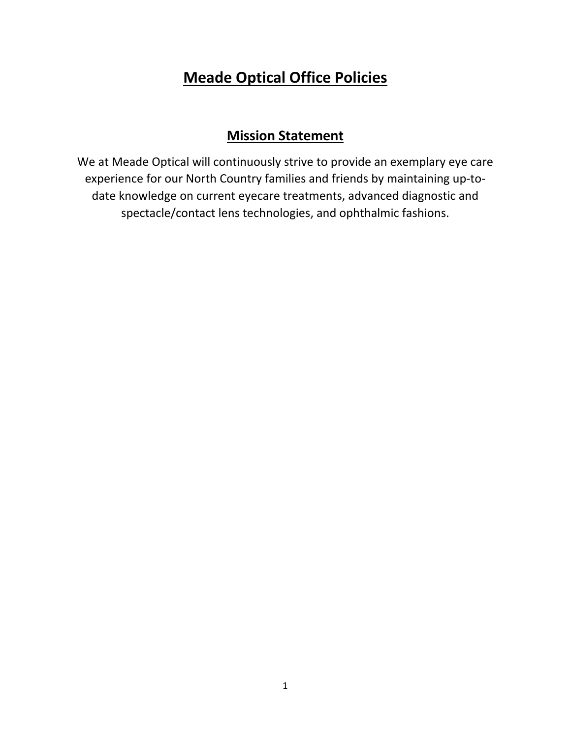# Meade Optical Office Policies

## Mission Statement

We at Meade Optical will continuously strive to provide an exemplary eye care experience for our North Country families and friends by maintaining up-to-date knowledge on current eyecare treatments, advanced diagnostic and spectacle/contact lens technologies, and ophthalmic fashions.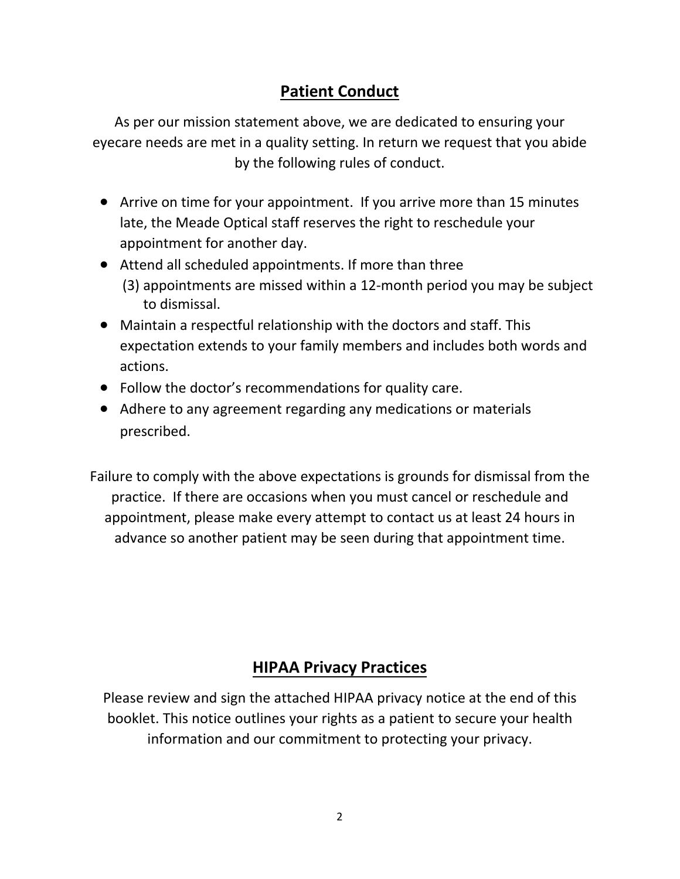## Patient Conduct

As per our mission statement above, we are dedicated to ensuring your eyecare needs are met in a quality setting. In return we request that you abide by the following rules of conduct.

- Arrive on time for your appointment. If you arrive more than 15 minutes late, the Meade Optical staff reserves the right to reschedule your appointment for another day.
- Attend all scheduled appointments. If more than three (3) appointments are missed within a 12-month period you may be subject to dismissal.
- Maintain a respectful relationship with the doctors and staff. This expectation extends to your family members and includes both words and actions.
- Follow the doctor's recommendations for quality care.
- Adhere to any agreement regarding any medications or materials prescribed.

Failure to comply with the above expectations is grounds for dismissal from the practice. If there are occasions when you must cancel or reschedule and appointment, please make every attempt to contact us at least 24 hours in advance so another patient may be seen during that appointment time.

## HIPAA Privacy Practices

Please review and sign the attached HIPAA privacy notice at the end of this booklet. This notice outlines your rights as a patient to secure your health information and our commitment to protecting your privacy.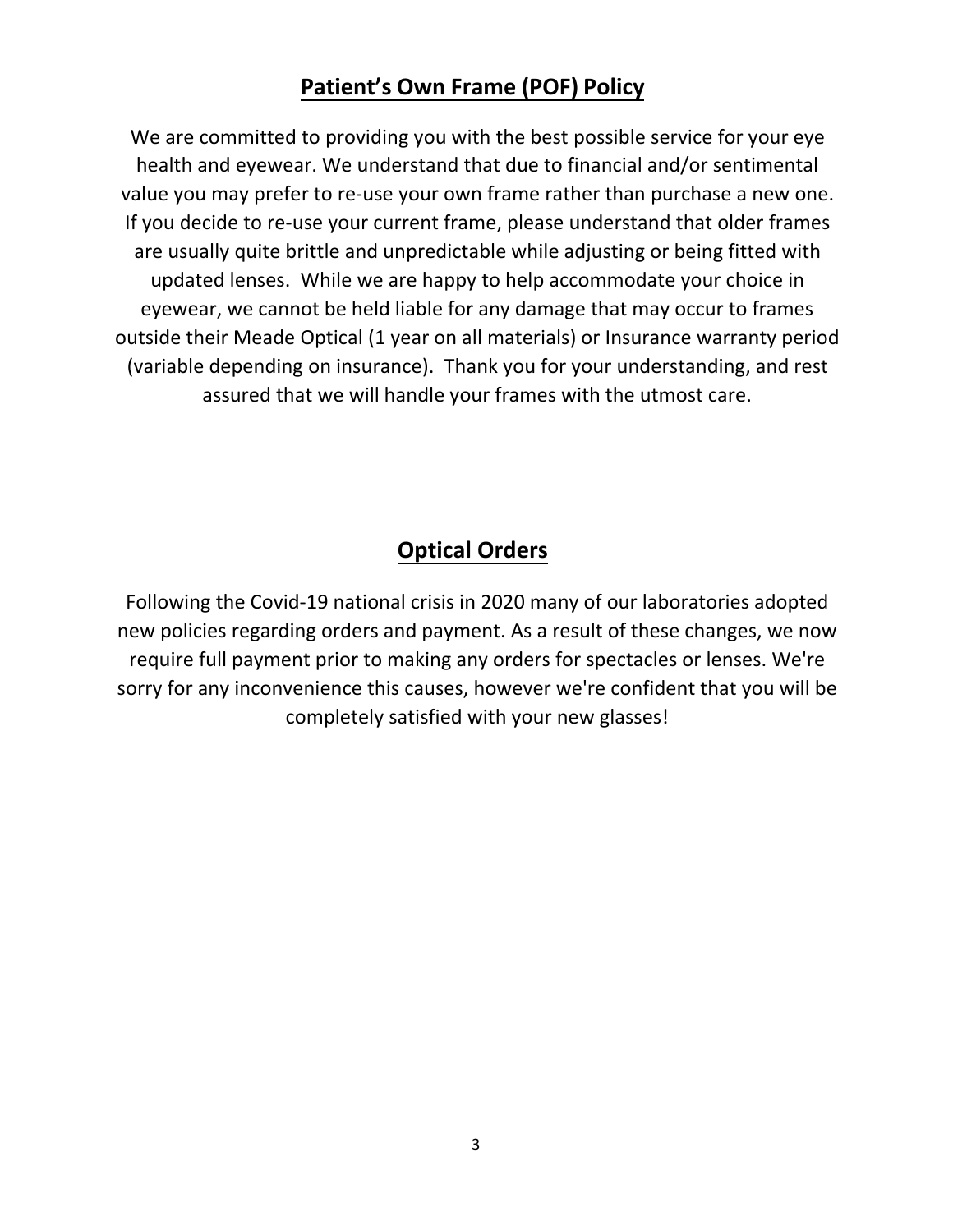## Patient's Own Frame (POF) Policy

We are committed to providing you with the best possible service for your eye health and eyewear. We understand that due to financial and/or sentimental value you may prefer to re-use your own frame rather than purchase a new one. If you decide to re-use your current frame, please understand that older frames are usually quite brittle and unpredictable while adjusting or being fitted with updated lenses. While we are happy to help accommodate your choice in eyewear, we cannot be held liable for any damage that may occur to frames outside their Meade Optical (1 year on all materials) or Insurance warranty period (variable depending on insurance). Thank you for your understanding, and rest assured that we will handle your frames with the utmost care.

## Optical Orders

Following the Covid-19 national crisis in 2020 many of our laboratories adopted new policies regarding orders and payment. As a result of these changes, we now require full payment prior to making any orders for spectacles or lenses. We're sorry for any inconvenience this causes, however we're confident that you will be completely satisfied with your new glasses!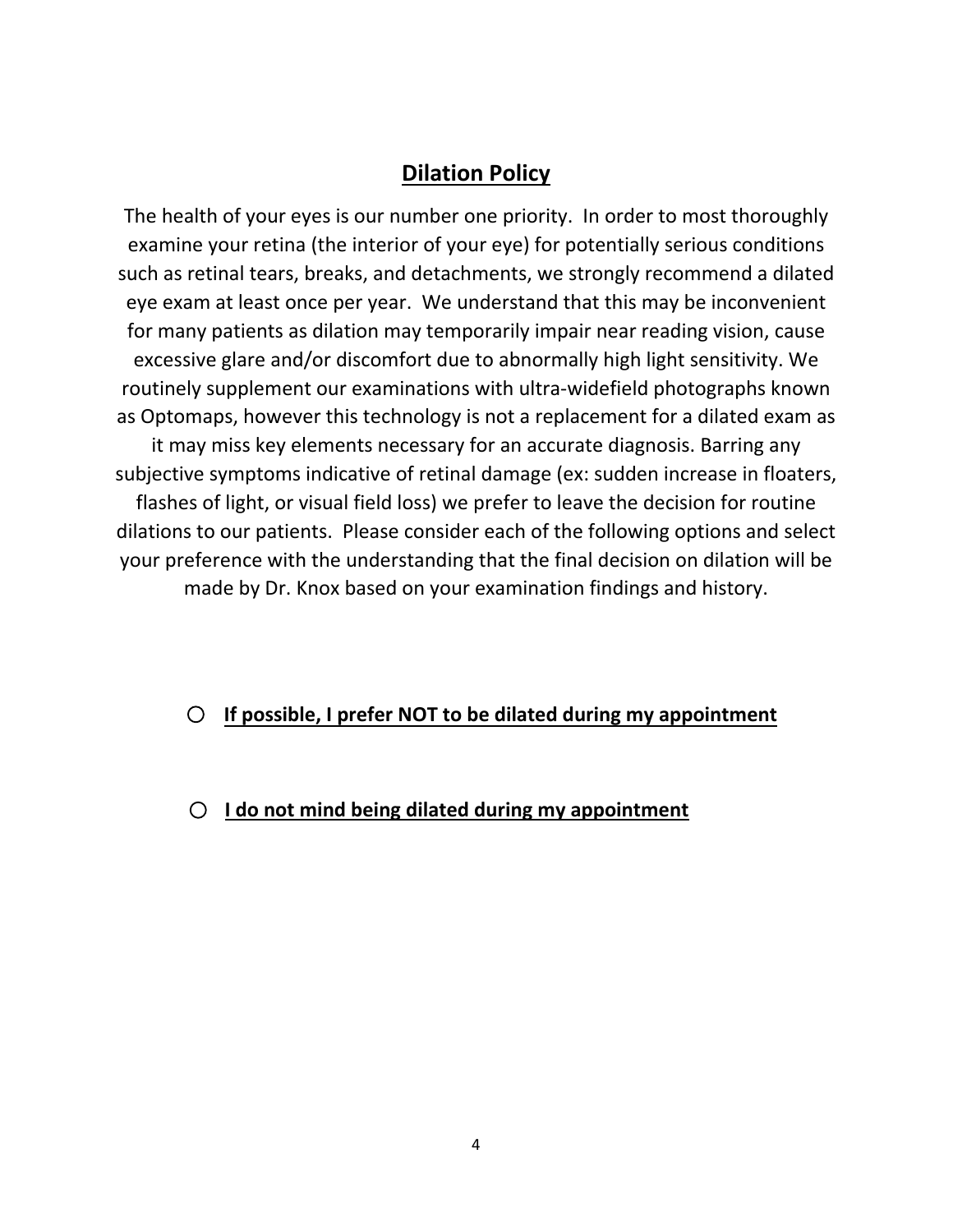## Dilation Policy

The health of your eyes is our number one priority. In order to most thoroughly examine your retina (the interior of your eye) for potentially serious conditions such as retinal tears, breaks, and detachments, we strongly recommend a dilated eye exam at least once per year. We understand that this may be inconvenient for many patients as dilation may temporarily impair near reading vision, cause excessive glare and/or discomfort due to abnormally high light sensitivity. We routinely supplement our examinations with ultra-widefield photographs known as Optomaps, however this technology is not a replacement for a dilated exam as it may miss key elements necessary for an accurate diagnosis. Barring any subjective symptoms indicative of retinal damage (ex: sudden increase in floaters, flashes of light, or visual field loss) we prefer to leave the decision for routine dilations to our patients. Please consider each of the following options and select your preference with the understanding that the final decision on dilation will be made by Dr. Knox based on your examination findings and history.

○ **If possible, I prefer NOT to be dilated during my appointment**

○ **I do not mind being dilated during my appointment**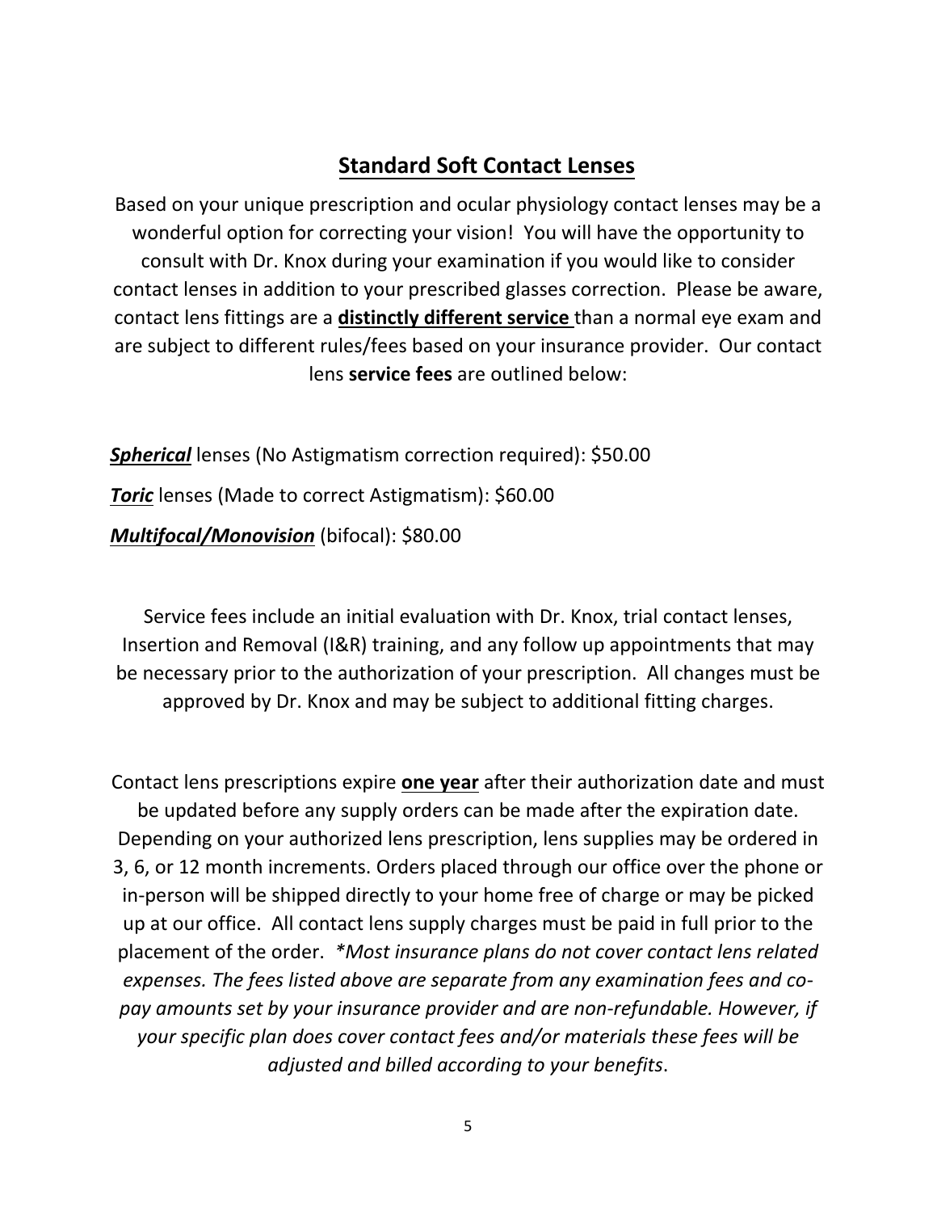## Standard Soft Contact Lenses

Based on your unique prescription and ocular physiology contact lenses may be a wonderful option for correcting your vision! You will have the opportunity to consult with Dr. Knox during your examination if you would like to consider contact lenses in addition to your prescribed glasses correction. Please be aware, contact lens fittings are a **distinctly different service** than a normal eye exam and are subject to different rules/fees based on your insurance provider. Our contact lens **service fees** are outlined below:

***Spherical*** lenses (No Astigmatism correction required): $50.00

***Toric*** lenses (Made to correct Astigmatism): $60.00

***Multifocal/Monovision*** (bifocal): $80.00

Service fees include an initial evaluation with Dr. Knox, trial contact lenses, Insertion and Removal (I&R) training, and any follow up appointments that may be necessary prior to the authorization of your prescription. All changes must be approved by Dr. Knox and may be subject to additional fitting charges.

Contact lens prescriptions expire **one year** after their authorization date and must be updated before any supply orders can be made after the expiration date. Depending on your authorized lens prescription, lens supplies may be ordered in 3, 6, or 12 month increments. Orders placed through our office over the phone or in-person will be shipped directly to your home free of charge or may be picked up at our office. All contact lens supply charges must be paid in full prior to the placement of the order. *\*Most insurance plans do not cover contact lens related expenses. The fees listed above are separate from any examination fees and co-pay amounts set by your insurance provider and are non-refundable. However, if your specific plan does cover contact fees and/or materials these fees will be adjusted and billed according to your benefits*.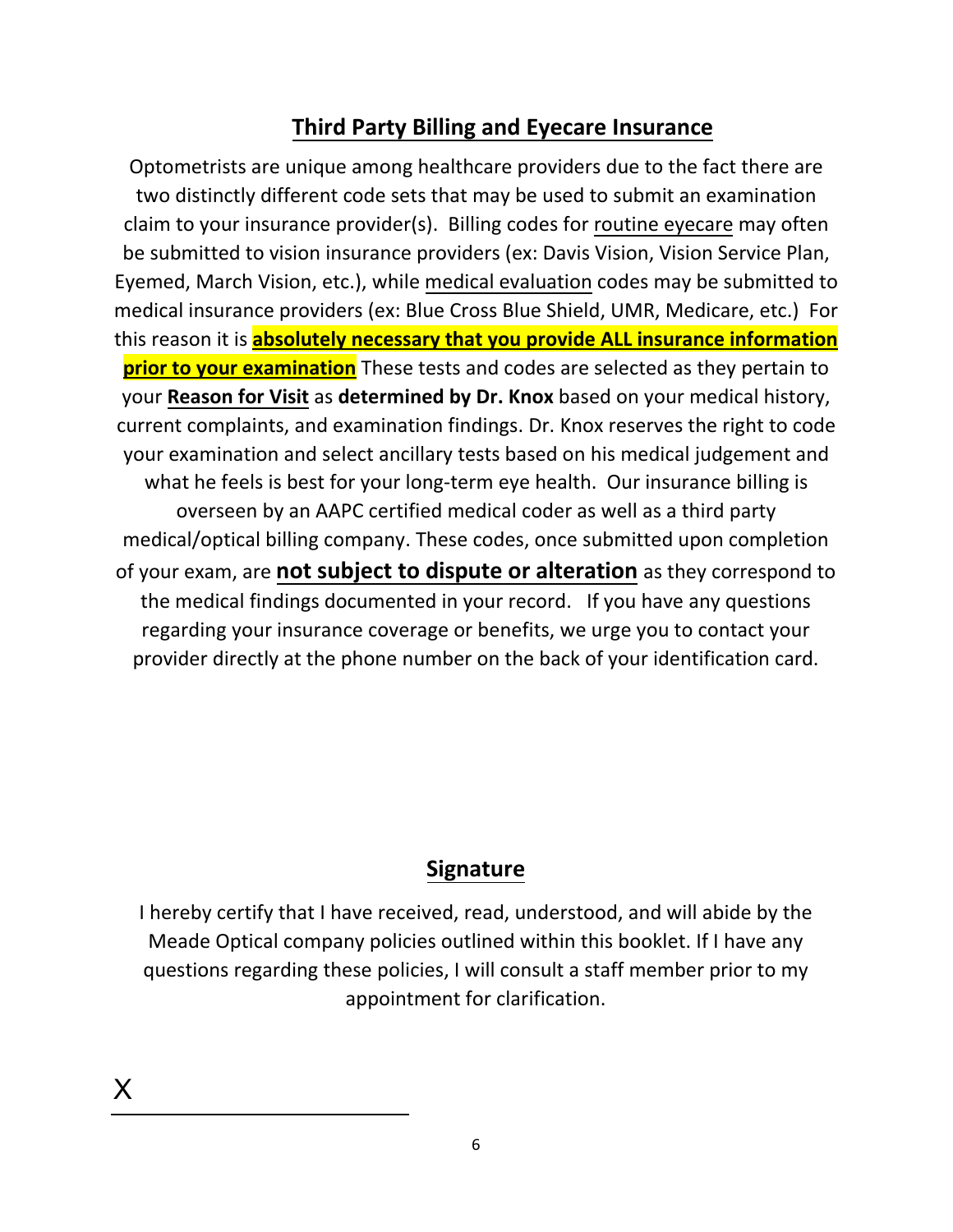## Third Party Billing and Eyecare Insurance

Optometrists are unique among healthcare providers due to the fact there are two distinctly different code sets that may be used to submit an examination claim to your insurance provider(s). Billing codes for routine eyecare may often be submitted to vision insurance providers (ex: Davis Vision, Vision Service Plan, Eyemed, March Vision, etc.), while medical evaluation codes may be submitted to medical insurance providers (ex: Blue Cross Blue Shield, UMR, Medicare, etc.) For this reason it is **absolutely necessary that you provide ALL insurance information prior to your examination** These tests and codes are selected as they pertain to your **Reason for Visit** as **determined by Dr. Knox** based on your medical history, current complaints, and examination findings. Dr. Knox reserves the right to code your examination and select ancillary tests based on his medical judgement and what he feels is best for your long-term eye health. Our insurance billing is overseen by an AAPC certified medical coder as well as a third party medical/optical billing company. These codes, once submitted upon completion of your exam, are **not subject to dispute or alteration** as they correspond to the medical findings documented in your record. If you have any questions regarding your insurance coverage or benefits, we urge you to contact your provider directly at the phone number on the back of your identification card.

## Signature

I hereby certify that I have received, read, understood, and will abide by the Meade Optical company policies outlined within this booklet. If I have any questions regarding these policies, I will consult a staff member prior to my appointment for clarification.

X ______________________________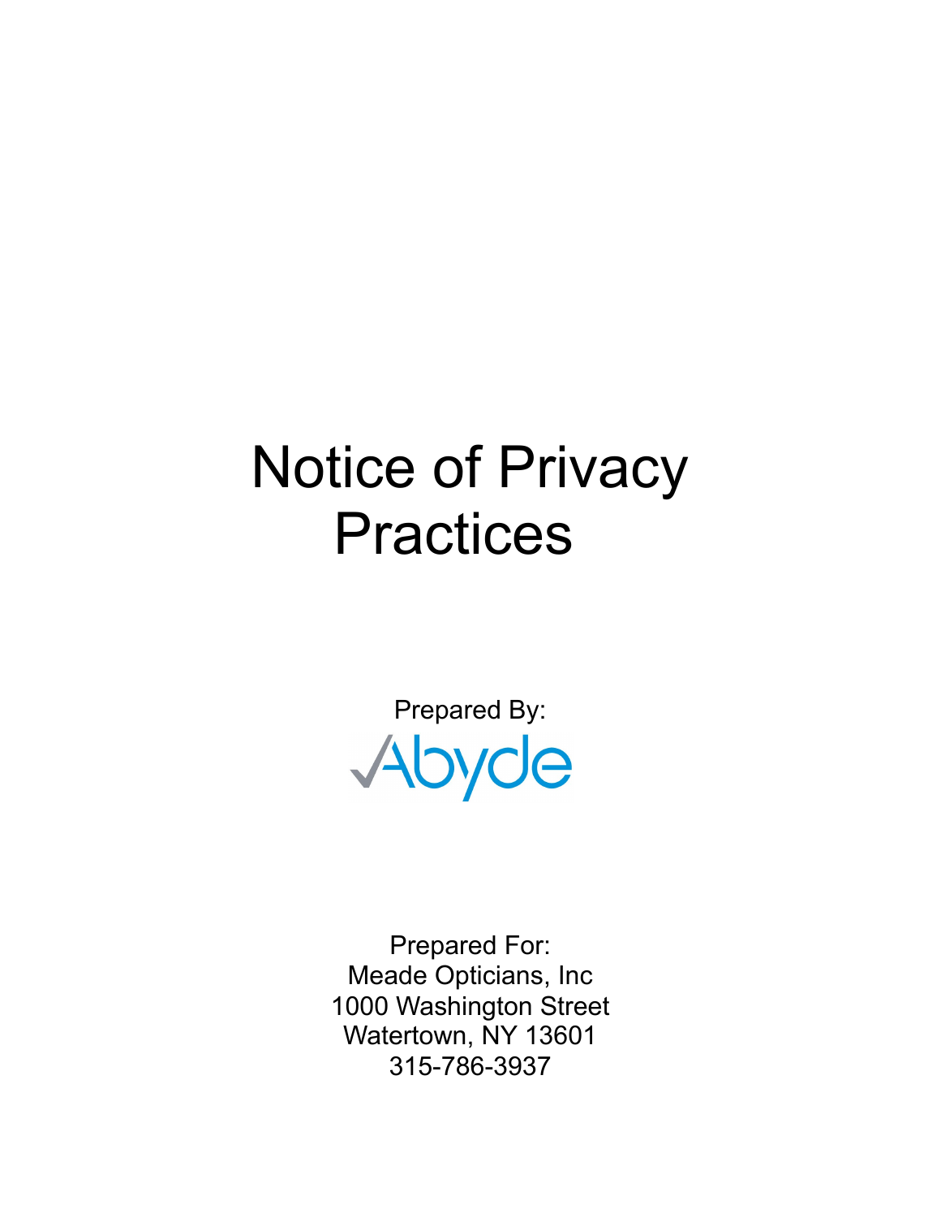# Notice of Privacy Practices

Prepared By:

Abyde

Prepared For:
Meade Opticians, Inc
1000 Washington Street
Watertown, NY 13601
315-786-3937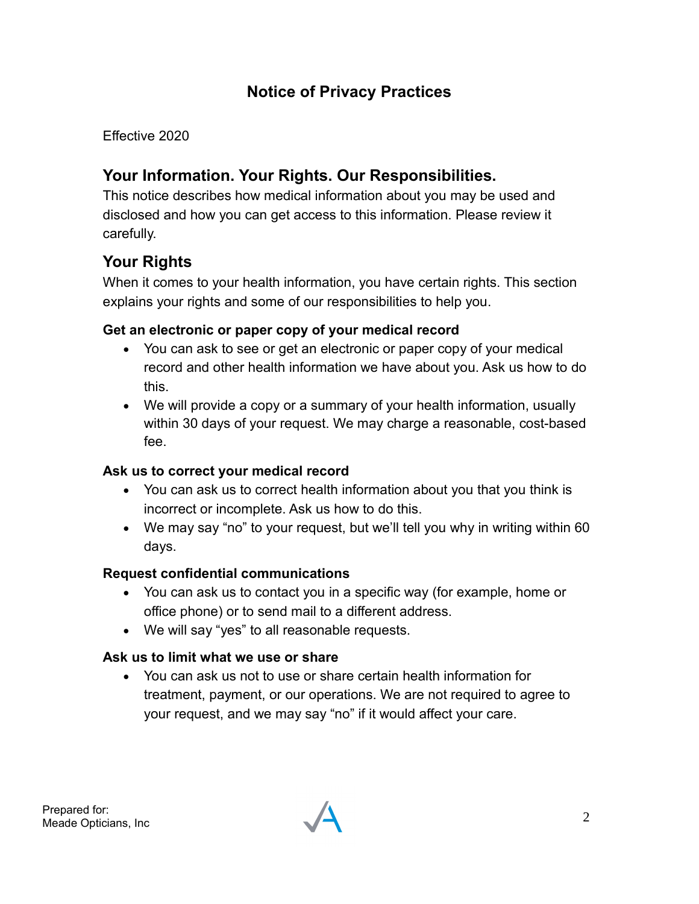# Notice of Privacy Practices

Effective 2020

## Your Information. Your Rights. Our Responsibilities.

This notice describes how medical information about you may be used and disclosed and how you can get access to this information. Please review it carefully.

## Your Rights

When it comes to your health information, you have certain rights. This section explains your rights and some of our responsibilities to help you.

**Get an electronic or paper copy of your medical record**

- You can ask to see or get an electronic or paper copy of your medical record and other health information we have about you. Ask us how to do this.
- We will provide a copy or a summary of your health information, usually within 30 days of your request. We may charge a reasonable, cost-based fee.

**Ask us to correct your medical record**

- You can ask us to correct health information about you that you think is incorrect or incomplete. Ask us how to do this.
- We may say "no" to your request, but we'll tell you why in writing within 60 days.

**Request confidential communications**

- You can ask us to contact you in a specific way (for example, home or office phone) or to send mail to a different address.
- We will say "yes" to all reasonable requests.

**Ask us to limit what we use or share**

- You can ask us not to use or share certain health information for treatment, payment, or our operations. We are not required to agree to your request, and we may say "no" if it would affect your care.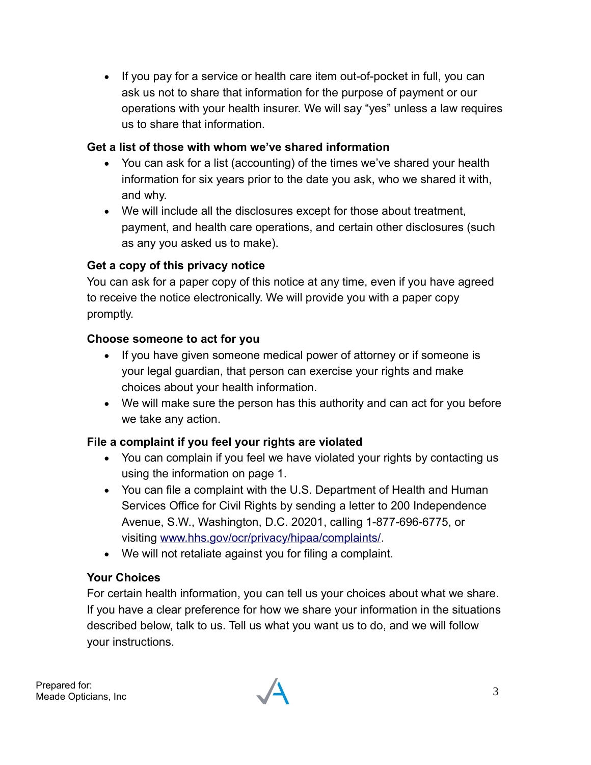- If you pay for a service or health care item out-of-pocket in full, you can ask us not to share that information for the purpose of payment or our operations with your health insurer. We will say “yes” unless a law requires us to share that information.

**Get a list of those with whom we’ve shared information**

- You can ask for a list (accounting) of the times we’ve shared your health information for six years prior to the date you ask, who we shared it with, and why.
- We will include all the disclosures except for those about treatment, payment, and health care operations, and certain other disclosures (such as any you asked us to make).

**Get a copy of this privacy notice**

You can ask for a paper copy of this notice at any time, even if you have agreed to receive the notice electronically. We will provide you with a paper copy promptly.

**Choose someone to act for you**

- If you have given someone medical power of attorney or if someone is your legal guardian, that person can exercise your rights and make choices about your health information.
- We will make sure the person has this authority and can act for you before we take any action.

**File a complaint if you feel your rights are violated**

- You can complain if you feel we have violated your rights by contacting us using the information on page 1.
- You can file a complaint with the U.S. Department of Health and Human Services Office for Civil Rights by sending a letter to 200 Independence Avenue, S.W., Washington, D.C. 20201, calling 1-877-696-6775, or visiting [www.hhs.gov/ocr/privacy/hipaa/complaints/](www.hhs.gov/ocr/privacy/hipaa/complaints/).
- We will not retaliate against you for filing a complaint.

**Your Choices**

For certain health information, you can tell us your choices about what we share. If you have a clear preference for how we share your information in the situations described below, talk to us. Tell us what you want us to do, and we will follow your instructions.

Prepared for:
Meade Opticians, Inc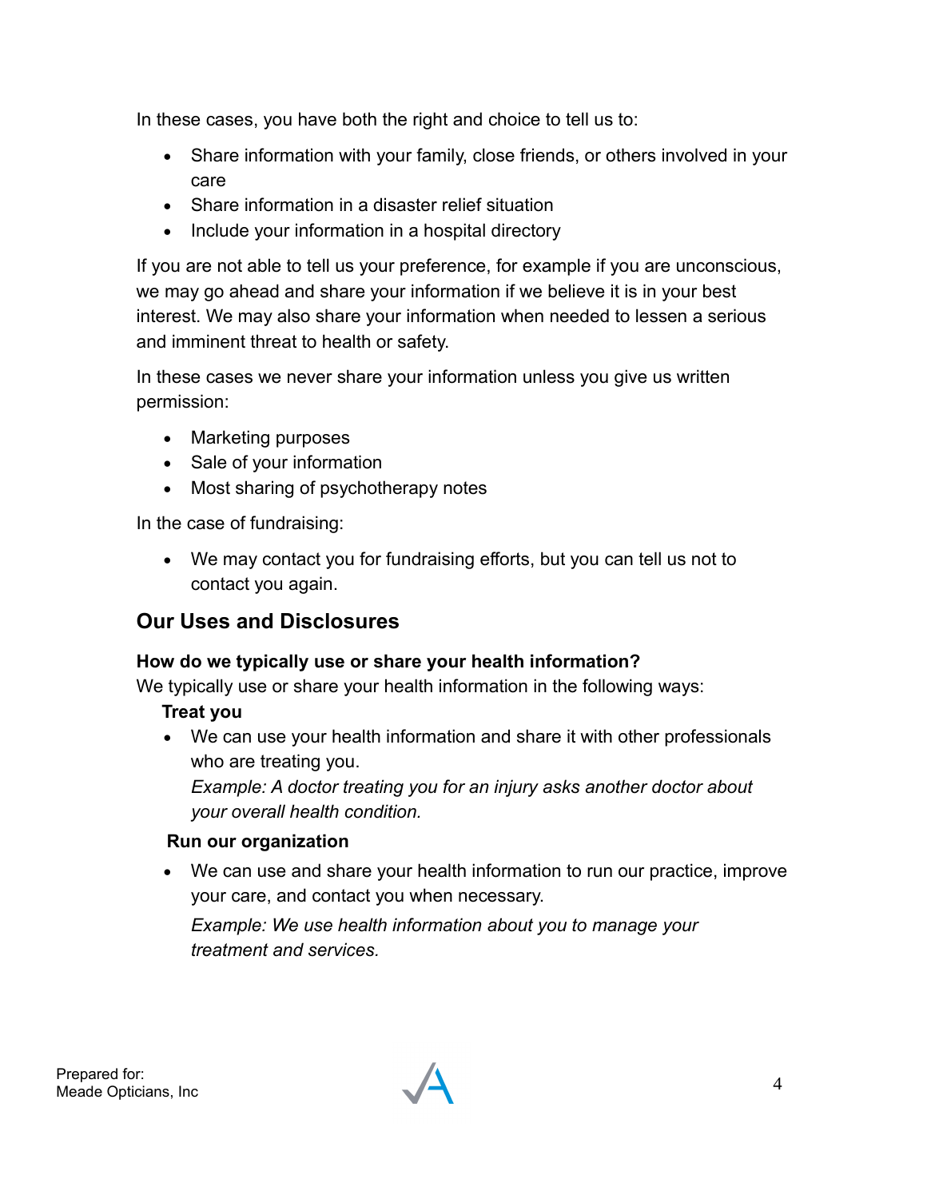In these cases, you have both the right and choice to tell us to:

- Share information with your family, close friends, or others involved in your care
- Share information in a disaster relief situation
- Include your information in a hospital directory

If you are not able to tell us your preference, for example if you are unconscious, we may go ahead and share your information if we believe it is in your best interest. We may also share your information when needed to lessen a serious and imminent threat to health or safety.

In these cases we never share your information unless you give us written permission:

- Marketing purposes
- Sale of your information
- Most sharing of psychotherapy notes

In the case of fundraising:

- We may contact you for fundraising efforts, but you can tell us not to contact you again.

## Our Uses and Disclosures

**How do we typically use or share your health information?**
We typically use or share your health information in the following ways:

**Treat you**

- We can use your health information and share it with other professionals who are treating you.
  *Example: A doctor treating you for an injury asks another doctor about your overall health condition.*

**Run our organization**

- We can use and share your health information to run our practice, improve your care, and contact you when necessary.

  *Example: We use health information about you to manage your treatment and services.*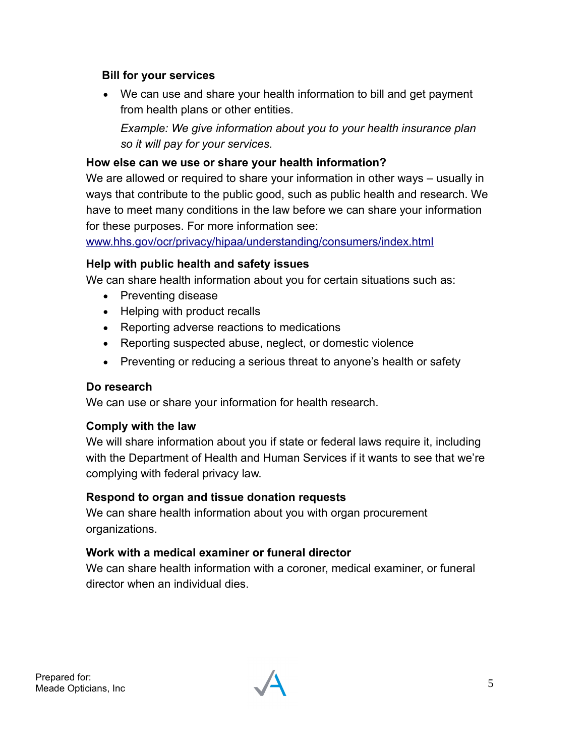**Bill for your services**

- We can use and share your health information to bill and get payment from health plans or other entities.

  *Example: We give information about you to your health insurance plan so it will pay for your services.*

**How else can we use or share your health information?**

We are allowed or required to share your information in other ways – usually in ways that contribute to the public good, such as public health and research. We have to meet many conditions in the law before we can share your information for these purposes. For more information see: www.hhs.gov/ocr/privacy/hipaa/understanding/consumers/index.html

**Help with public health and safety issues**

We can share health information about you for certain situations such as:

- Preventing disease
- Helping with product recalls
- Reporting adverse reactions to medications
- Reporting suspected abuse, neglect, or domestic violence
- Preventing or reducing a serious threat to anyone's health or safety

**Do research**

We can use or share your information for health research.

**Comply with the law**

We will share information about you if state or federal laws require it, including with the Department of Health and Human Services if it wants to see that we're complying with federal privacy law.

**Respond to organ and tissue donation requests**

We can share health information about you with organ procurement organizations.

**Work with a medical examiner or funeral director**

We can share health information with a coroner, medical examiner, or funeral director when an individual dies.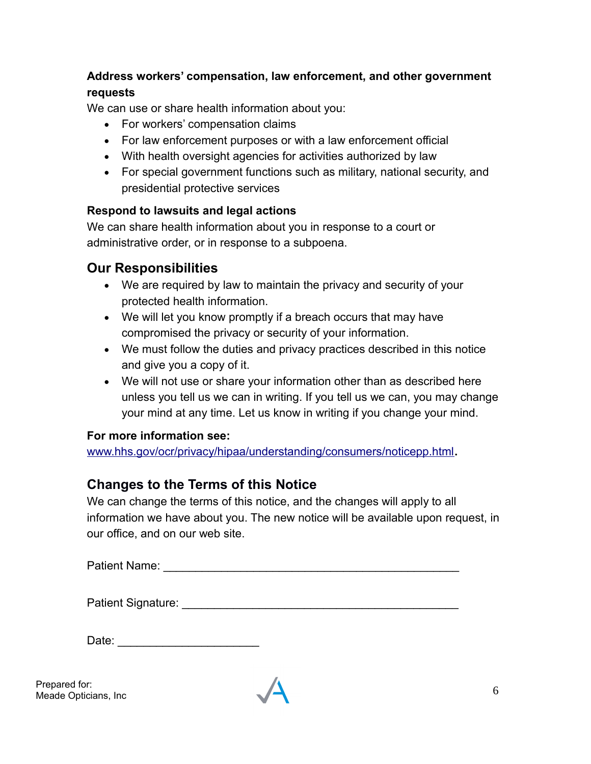**Address workers' compensation, law enforcement, and other government requests**

We can use or share health information about you:

- For workers' compensation claims
- For law enforcement purposes or with a law enforcement official
- With health oversight agencies for activities authorized by law
- For special government functions such as military, national security, and presidential protective services

**Respond to lawsuits and legal actions**

We can share health information about you in response to a court or administrative order, or in response to a subpoena.

## Our Responsibilities

- We are required by law to maintain the privacy and security of your protected health information.
- We will let you know promptly if a breach occurs that may have compromised the privacy or security of your information.
- We must follow the duties and privacy practices described in this notice and give you a copy of it.
- We will not use or share your information other than as described here unless you tell us we can in writing. If you tell us we can, you may change your mind at any time. Let us know in writing if you change your mind.

**For more information see:**
www.hhs.gov/ocr/privacy/hipaa/understanding/consumers/noticepp.html.

## Changes to the Terms of this Notice

We can change the terms of this notice, and the changes will apply to all information we have about you. The new notice will be available upon request, in our office, and on our web site.

Patient Name: ______________________________________________

Patient Signature: ___________________________________________

Date: _____________________

Prepared for:
Meade Opticians, Inc